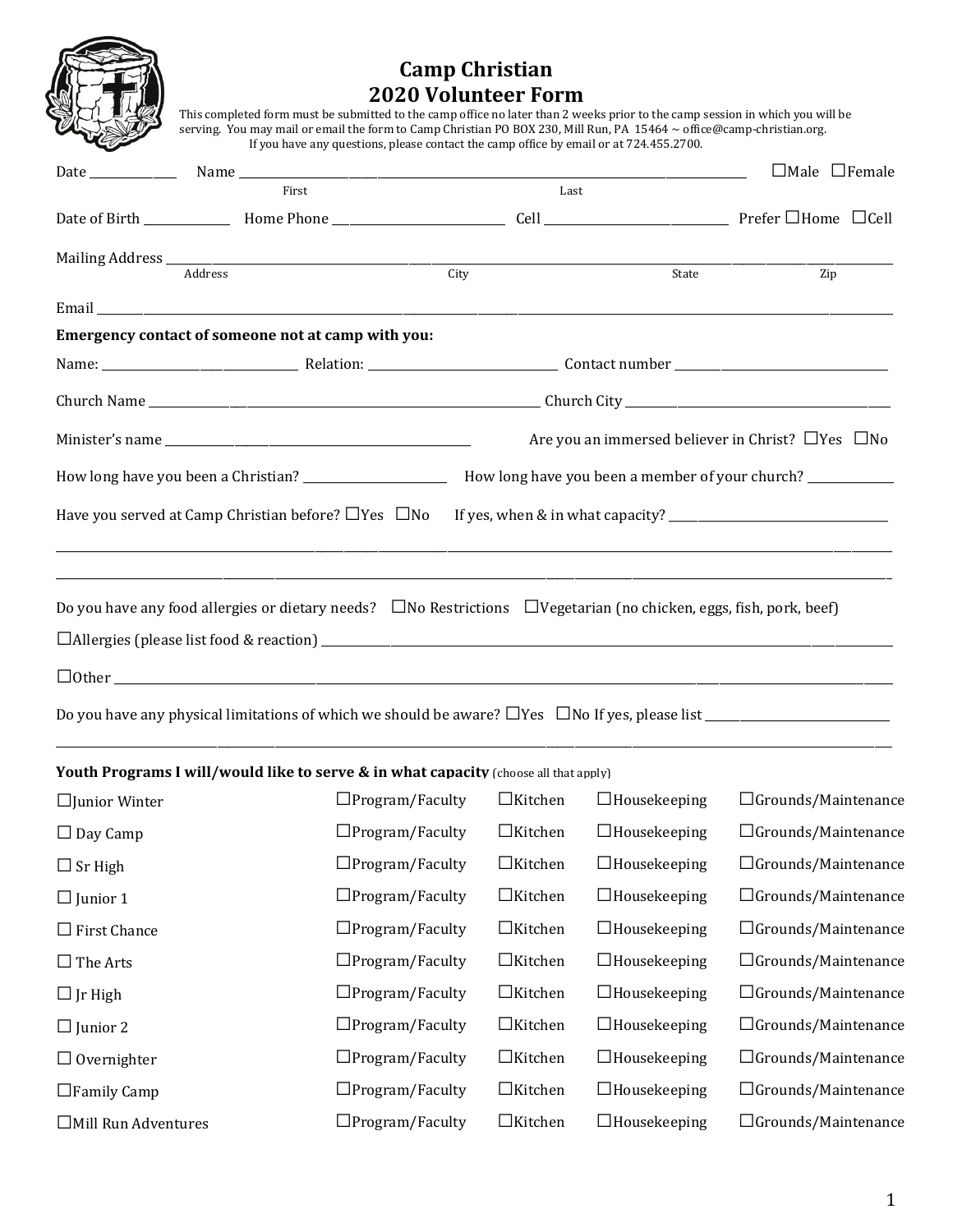# Camp Christian
## 2020 Volunteer Form

This completed form must be submitted to the camp office no later than 2 weeks prior to the camp session in which you will be serving. You may mail or email the form to Camp Christian PO BOX 230, Mill Run, PA 15464 ~ office@camp-christian.org. If you have any questions, please contact the camp office by email or at 724.455.2700.

Date ____________ Name ______________________________________________ ☐Male ☐Female
(First) (Last)

Date of Birth ____________ Home Phone ______________________ Cell ______________________ Prefer ☐Home ☐Cell

Mailing Address ______________________________________________________________________
(Address) (City) (State) (Zip)

Email ______________________________________________________________________

**Emergency contact of someone not at camp with you:**

Name: ______________________ Relation: ______________________ Contact number ______________________

Church Name ______________________________________ Church City ______________________________

Minister's name ______________________________ Are you an immersed believer in Christ? ☐Yes ☐No

How long have you been a Christian? __________________ How long have you been a member of your church? __________

Have you served at Camp Christian before? ☐Yes ☐No If yes, when & in what capacity? ______________________

______________________________________________________________________

______________________________________________________________________

Do you have any food allergies or dietary needs? ☐No Restrictions ☐Vegetarian (no chicken, eggs, fish, pork, beef)

☐Allergies (please list food & reaction) ______________________________________________________

☐Other ______________________________________________________________________

Do you have any physical limitations of which we should be aware? ☐Yes ☐No If yes, please list ______________________

______________________________________________________________________

**Youth Programs I will/would like to serve & in what capacity** (choose all that apply)

| | | | | |
|---|---|---|---|---|
| ☐Junior Winter | ☐Program/Faculty | ☐Kitchen | ☐Housekeeping | ☐Grounds/Maintenance |
| ☐ Day Camp | ☐Program/Faculty | ☐Kitchen | ☐Housekeeping | ☐Grounds/Maintenance |
| ☐ Sr High | ☐Program/Faculty | ☐Kitchen | ☐Housekeeping | ☐Grounds/Maintenance |
| ☐ Junior 1 | ☐Program/Faculty | ☐Kitchen | ☐Housekeeping | ☐Grounds/Maintenance |
| ☐ First Chance | ☐Program/Faculty | ☐Kitchen | ☐Housekeeping | ☐Grounds/Maintenance |
| ☐ The Arts | ☐Program/Faculty | ☐Kitchen | ☐Housekeeping | ☐Grounds/Maintenance |
| ☐ Jr High | ☐Program/Faculty | ☐Kitchen | ☐Housekeeping | ☐Grounds/Maintenance |
| ☐ Junior 2 | ☐Program/Faculty | ☐Kitchen | ☐Housekeeping | ☐Grounds/Maintenance |
| ☐ Overnighter | ☐Program/Faculty | ☐Kitchen | ☐Housekeeping | ☐Grounds/Maintenance |
| ☐Family Camp | ☐Program/Faculty | ☐Kitchen | ☐Housekeeping | ☐Grounds/Maintenance |
| ☐Mill Run Adventures | ☐Program/Faculty | ☐Kitchen | ☐Housekeeping | ☐Grounds/Maintenance |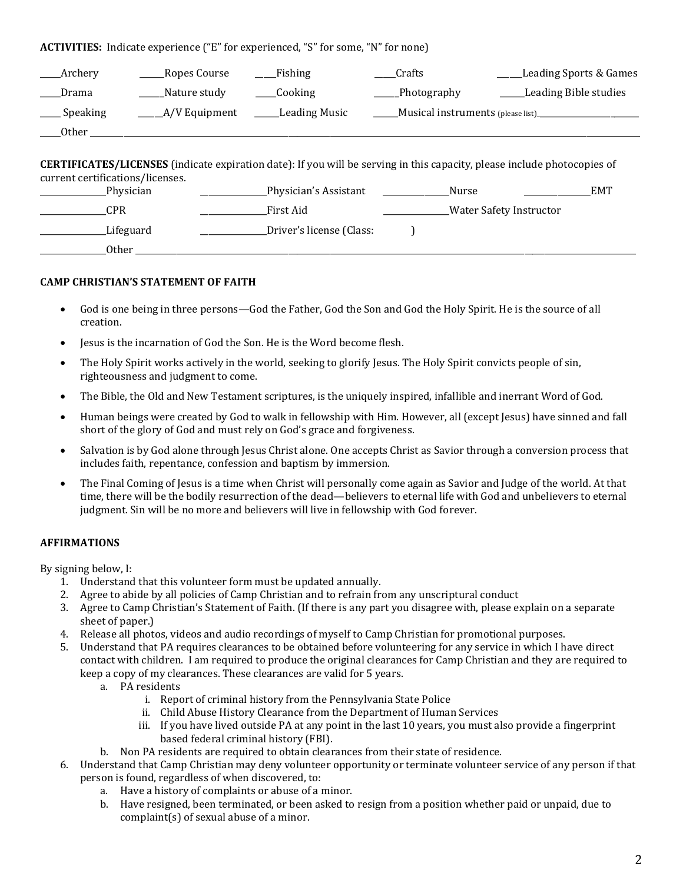**ACTIVITIES:** Indicate experience ("E" for experienced, "S" for some, "N" for none)

_____Archery ______Ropes Course ____Fishing ____Crafts _____Leading Sports & Games

_____Drama ______Nature study _____Cooking ______Photography ______Leading Bible studies

_____ Speaking _____A/V Equipment ______Leading Music ______Musical instruments (please list)___________________________

_____Other ___________________________________________________________________________________________________

**CERTIFICATES/LICENSES** (indicate expiration date): If you will be serving in this capacity, please include photocopies of current certifications/licenses.

________________Physician ________________Physician's Assistant ________________Nurse ________________EMT

________________CPR ________________First Aid ________________Water Safety Instructor

________________Lifeguard ________________Driver's license (Class: )

________________Other ______________________________________________________________________________

**CAMP CHRISTIAN'S STATEMENT OF FAITH**

- God is one being in three persons—God the Father, God the Son and God the Holy Spirit. He is the source of all creation.
- Jesus is the incarnation of God the Son. He is the Word become flesh.
- The Holy Spirit works actively in the world, seeking to glorify Jesus. The Holy Spirit convicts people of sin, righteousness and judgment to come.
- The Bible, the Old and New Testament scriptures, is the uniquely inspired, infallible and inerrant Word of God.
- Human beings were created by God to walk in fellowship with Him. However, all (except Jesus) have sinned and fall short of the glory of God and must rely on God's grace and forgiveness.
- Salvation is by God alone through Jesus Christ alone. One accepts Christ as Savior through a conversion process that includes faith, repentance, confession and baptism by immersion.
- The Final Coming of Jesus is a time when Christ will personally come again as Savior and Judge of the world. At that time, there will be the bodily resurrection of the dead—believers to eternal life with God and unbelievers to eternal judgment. Sin will be no more and believers will live in fellowship with God forever.

**AFFIRMATIONS**

By signing below, I:

1. Understand that this volunteer form must be updated annually.
2. Agree to abide by all policies of Camp Christian and to refrain from any unscriptural conduct
3. Agree to Camp Christian's Statement of Faith. (If there is any part you disagree with, please explain on a separate sheet of paper.)
4. Release all photos, videos and audio recordings of myself to Camp Christian for promotional purposes.
5. Understand that PA requires clearances to be obtained before volunteering for any service in which I have direct contact with children. I am required to produce the original clearances for Camp Christian and they are required to keep a copy of my clearances. These clearances are valid for 5 years.
   a. PA residents
      i. Report of criminal history from the Pennsylvania State Police
      ii. Child Abuse History Clearance from the Department of Human Services
      iii. If you have lived outside PA at any point in the last 10 years, you must also provide a fingerprint based federal criminal history (FBI).
   b. Non PA residents are required to obtain clearances from their state of residence.
6. Understand that Camp Christian may deny volunteer opportunity or terminate volunteer service of any person if that person is found, regardless of when discovered, to:
   a. Have a history of complaints or abuse of a minor.
   b. Have resigned, been terminated, or been asked to resign from a position whether paid or unpaid, due to complaint(s) of sexual abuse of a minor.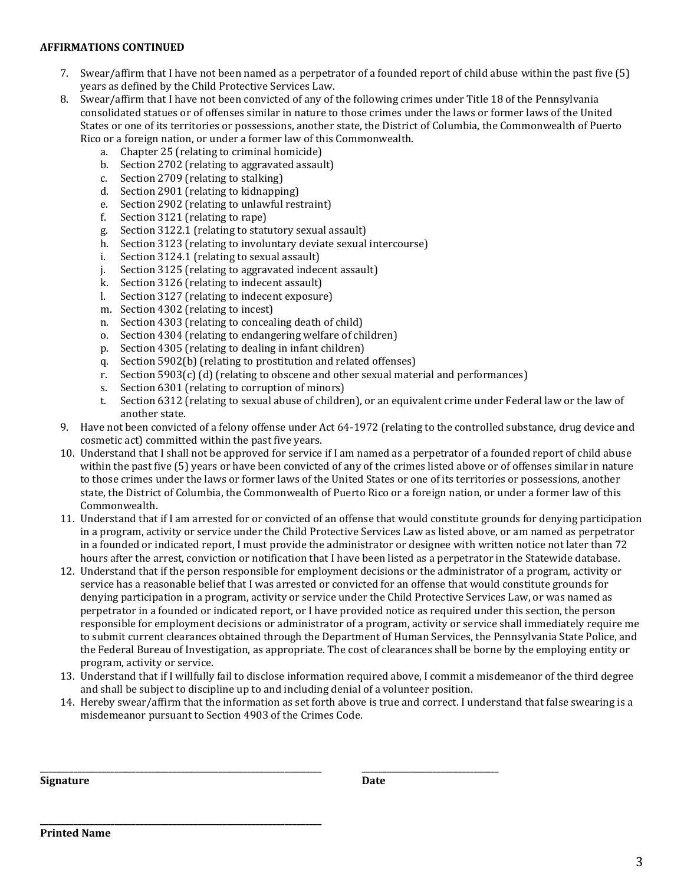**AFFIRMATIONS CONTINUED**

7. Swear/affirm that I have not been named as a perpetrator of a founded report of child abuse within the past five (5) years as defined by the Child Protective Services Law.
8. Swear/affirm that I have not been convicted of any of the following crimes under Title 18 of the Pennsylvania consolidated statues or of offenses similar in nature to those crimes under the laws or former laws of the United States or one of its territories or possessions, another state, the District of Columbia, the Commonwealth of Puerto Rico or a foreign nation, or under a former law of this Commonwealth.
   a. Chapter 25 (relating to criminal homicide)
   b. Section 2702 (relating to aggravated assault)
   c. Section 2709 (relating to stalking)
   d. Section 2901 (relating to kidnapping)
   e. Section 2902 (relating to unlawful restraint)
   f. Section 3121 (relating to rape)
   g. Section 3122.1 (relating to statutory sexual assault)
   h. Section 3123 (relating to involuntary deviate sexual intercourse)
   i. Section 3124.1 (relating to sexual assault)
   j. Section 3125 (relating to aggravated indecent assault)
   k. Section 3126 (relating to indecent assault)
   l. Section 3127 (relating to indecent exposure)
   m. Section 4302 (relating to incest)
   n. Section 4303 (relating to concealing death of child)
   o. Section 4304 (relating to endangering welfare of children)
   p. Section 4305 (relating to dealing in infant children)
   q. Section 5902(b) (relating to prostitution and related offenses)
   r. Section 5903(c) (d) (relating to obscene and other sexual material and performances)
   s. Section 6301 (relating to corruption of minors)
   t. Section 6312 (relating to sexual abuse of children), or an equivalent crime under Federal law or the law of another state.
9. Have not been convicted of a felony offense under Act 64-1972 (relating to the controlled substance, drug device and cosmetic act) committed within the past five years.
10. Understand that I shall not be approved for service if I am named as a perpetrator of a founded report of child abuse within the past five (5) years or have been convicted of any of the crimes listed above or of offenses similar in nature to those crimes under the laws or former laws of the United States or one of its territories or possessions, another state, the District of Columbia, the Commonwealth of Puerto Rico or a foreign nation, or under a former law of this Commonwealth.
11. Understand that if I am arrested for or convicted of an offense that would constitute grounds for denying participation in a program, activity or service under the Child Protective Services Law as listed above, or am named as perpetrator in a founded or indicated report, I must provide the administrator or designee with written notice not later than 72 hours after the arrest, conviction or notification that I have been listed as a perpetrator in the Statewide database.
12. Understand that if the person responsible for employment decisions or the administrator of a program, activity or service has a reasonable belief that I was arrested or convicted for an offense that would constitute grounds for denying participation in a program, activity or service under the Child Protective Services Law, or was named as perpetrator in a founded or indicated report, or I have provided notice as required under this section, the person responsible for employment decisions or administrator of a program, activity or service shall immediately require me to submit current clearances obtained through the Department of Human Services, the Pennsylvania State Police, and the Federal Bureau of Investigation, as appropriate. The cost of clearances shall be borne by the employing entity or program, activity or service.
13. Understand that if I willfully fail to disclose information required above, I commit a misdemeanor of the third degree and shall be subject to discipline up to and including denial of a volunteer position.
14. Hereby swear/affirm that the information as set forth above is true and correct. I understand that false swearing is a misdemeanor pursuant to Section 4903 of the Crimes Code.

_______________________________________ &nbsp;&nbsp;&nbsp;&nbsp; ____________________

**Signature** &nbsp;&nbsp;&nbsp;&nbsp; **Date**

_______________________________________

**Printed Name**